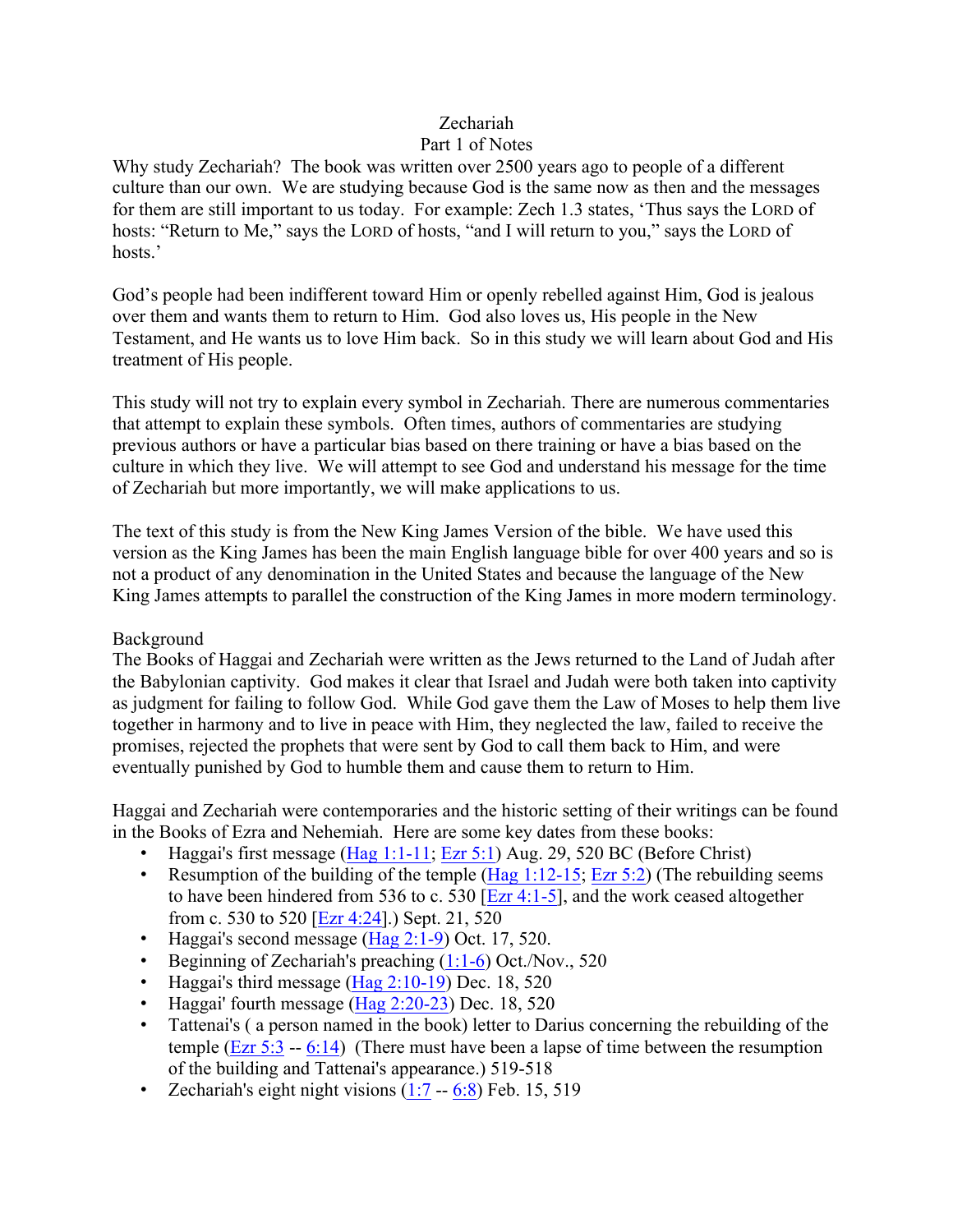# Zechariah

## Part 1 of Notes

Why study Zechariah? The book was written over 2500 years ago to people of a different culture than our own. We are studying because God is the same now as then and the messages for them are still important to us today. For example: Zech 1.3 states, 'Thus says the LORD of hosts: "Return to Me," says the LORD of hosts, "and I will return to you," says the LORD of hosts.'

God's people had been indifferent toward Him or openly rebelled against Him, God is jealous over them and wants them to return to Him. God also loves us, His people in the New Testament, and He wants us to love Him back. So in this study we will learn about God and His treatment of His people.

This study will not try to explain every symbol in Zechariah. There are numerous commentaries that attempt to explain these symbols. Often times, authors of commentaries are studying previous authors or have a particular bias based on there training or have a bias based on the culture in which they live. We will attempt to see God and understand his message for the time of Zechariah but more importantly, we will make applications to us.

The text of this study is from the New King James Version of the bible. We have used this version as the King James has been the main English language bible for over 400 years and so is not a product of any denomination in the United States and because the language of the New King James attempts to parallel the construction of the King James in more modern terminology.

### Background

The Books of Haggai and Zechariah were written as the Jews returned to the Land of Judah after the Babylonian captivity. God makes it clear that Israel and Judah were both taken into captivity as judgment for failing to follow God. While God gave them the Law of Moses to help them live together in harmony and to live in peace with Him, they neglected the law, failed to receive the promises, rejected the prophets that were sent by God to call them back to Him, and were eventually punished by God to humble them and cause them to return to Him.

Haggai and Zechariah were contemporaries and the historic setting of their writings can be found in the Books of Ezra and Nehemiah. Here are some key dates from these books:

- Haggai's first message (Hag 1:1-11; Ezr 5:1) Aug. 29, 520 BC (Before Christ)
- Resumption of the building of the temple (Hag 1:12-15; Ezr 5:2) (The rebuilding seems to have been hindered from 536 to c. 530 [Ezr 4:1-5], and the work ceased altogether from c. 530 to 520 [Ezr 4:24].) Sept. 21, 520
- Haggai's second message (Hag 2:1-9) Oct. 17, 520.
- Beginning of Zechariah's preaching (1:1-6) Oct./Nov., 520
- Haggai's third message (Hag 2:10-19) Dec. 18, 520
- Haggai' fourth message (Hag 2:20-23) Dec. 18, 520
- Tattenai's ( a person named in the book) letter to Darius concerning the rebuilding of the temple (Ezr 5:3 -- 6:14) (There must have been a lapse of time between the resumption of the building and Tattenai's appearance.) 519-518
- Zechariah's eight night visions (1:7 -- 6:8) Feb. 15, 519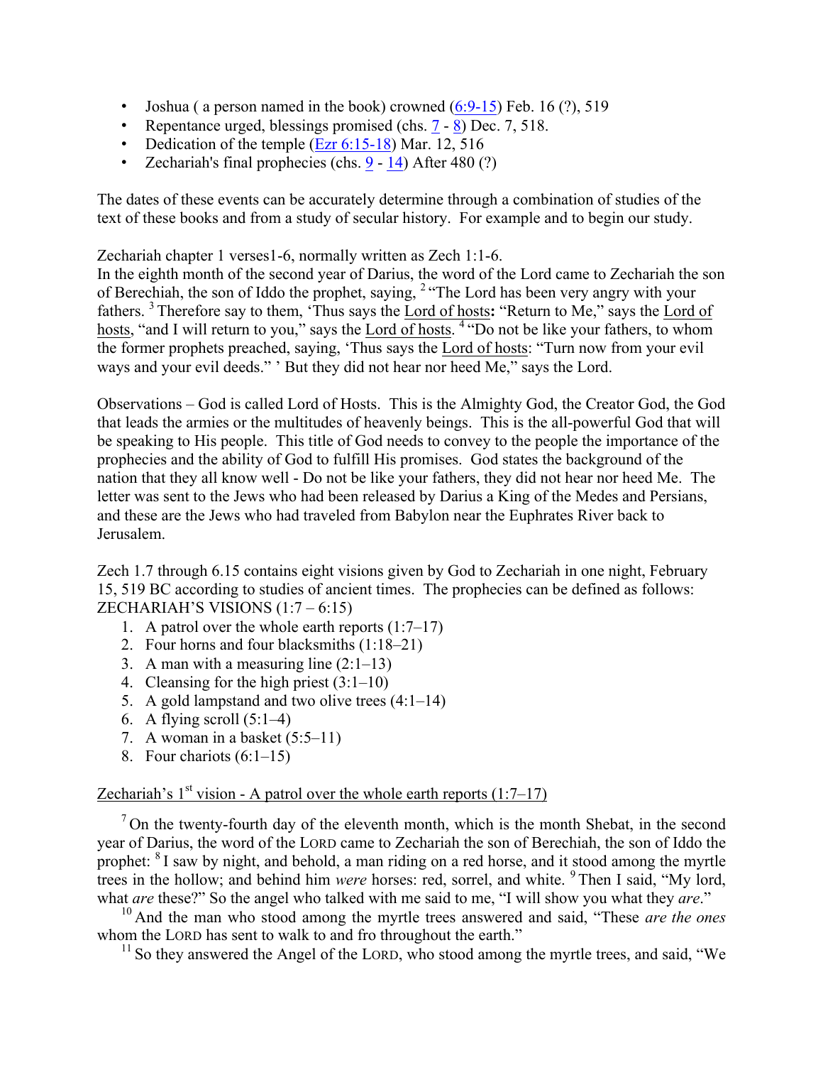- Joshua ( a person named in the book) crowned (6:9-15) Feb. 16 (?), 519
- Repentance urged, blessings promised (chs. 7 - 8) Dec. 7, 518.
- Dedication of the temple (Ezr 6:15-18) Mar. 12, 516
- Zechariah's final prophecies (chs. 9 - 14) After 480 (?)

The dates of these events can be accurately determine through a combination of studies of the text of these books and from a study of secular history. For example and to begin our study.

Zechariah chapter 1 verses1-6, normally written as Zech 1:1-6.
In the eighth month of the second year of Darius, the word of the Lord came to Zechariah the son of Berechiah, the son of Iddo the prophet, saying, [2] "The Lord has been very angry with your fathers. [3] Therefore say to them, 'Thus says the Lord of hosts**:** "Return to Me," says the Lord of hosts, "and I will return to you," says the Lord of hosts. [4] "Do not be like your fathers, to whom the former prophets preached, saying, 'Thus says the Lord of hosts: "Turn now from your evil ways and your evil deeds." ' But they did not hear nor heed Me," says the Lord.

Observations – God is called Lord of Hosts. This is the Almighty God, the Creator God, the God that leads the armies or the multitudes of heavenly beings. This is the all-powerful God that will be speaking to His people. This title of God needs to convey to the people the importance of the prophecies and the ability of God to fulfill His promises. God states the background of the nation that they all know well - Do not be like your fathers, they did not hear nor heed Me. The letter was sent to the Jews who had been released by Darius a King of the Medes and Persians, and these are the Jews who had traveled from Babylon near the Euphrates River back to Jerusalem.

Zech 1.7 through 6.15 contains eight visions given by God to Zechariah in one night, February 15, 519 BC according to studies of ancient times. The prophecies can be defined as follows:
ZECHARIAH'S VISIONS (1:7 – 6:15)

1. A patrol over the whole earth reports (1:7–17)
2. Four horns and four blacksmiths (1:18–21)
3. A man with a measuring line (2:1–13)
4. Cleansing for the high priest (3:1–10)
5. A gold lampstand and two olive trees (4:1–14)
6. A flying scroll (5:1–4)
7. A woman in a basket (5:5–11)
8. Four chariots (6:1–15)

Zechariah's 1st vision - A patrol over the whole earth reports (1:7–17)

[7] On the twenty-fourth day of the eleventh month, which is the month Shebat, in the second year of Darius, the word of the LORD came to Zechariah the son of Berechiah, the son of Iddo the prophet: [8] I saw by night, and behold, a man riding on a red horse, and it stood among the myrtle trees in the hollow; and behind him *were* horses: red, sorrel, and white. [9] Then I said, "My lord, what *are* these?" So the angel who talked with me said to me, "I will show you what they *are*."

[10] And the man who stood among the myrtle trees answered and said, "These *are the ones* whom the LORD has sent to walk to and fro throughout the earth."

[11] So they answered the Angel of the LORD, who stood among the myrtle trees, and said, "We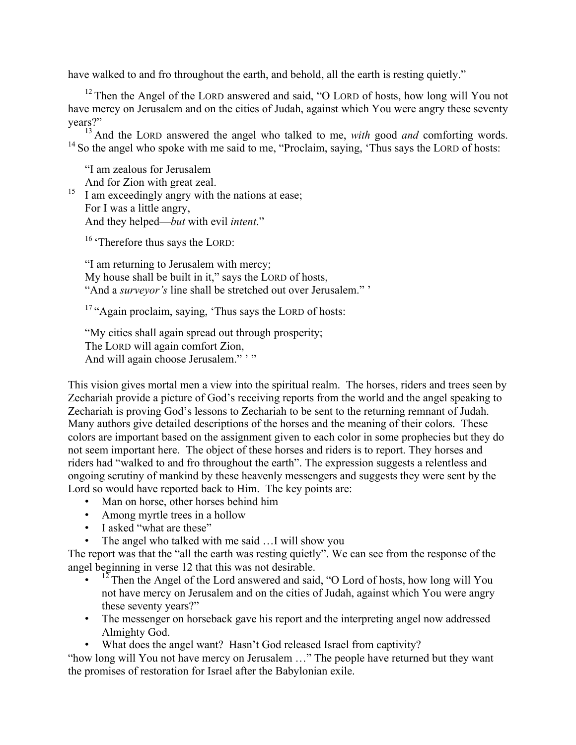have walked to and fro throughout the earth, and behold, all the earth is resting quietly."

[12] Then the Angel of the LORD answered and said, "O LORD of hosts, how long will You not have mercy on Jerusalem and on the cities of Judah, against which You were angry these seventy years?"

[13] And the LORD answered the angel who talked to me, *with* good *and* comforting words. [14] So the angel who spoke with me said to me, "Proclaim, saying, 'Thus says the LORD of hosts:

"I am zealous for Jerusalem
And for Zion with great zeal.
[15] I am exceedingly angry with the nations at ease;
For I was a little angry,
And they helped—*but* with evil *intent*."

[16] 'Therefore thus says the LORD:

"I am returning to Jerusalem with mercy;
My house shall be built in it," says the LORD of hosts,
"And a *surveyor's* line shall be stretched out over Jerusalem." '

[17] "Again proclaim, saying, 'Thus says the LORD of hosts:

"My cities shall again spread out through prosperity;
The LORD will again comfort Zion,
And will again choose Jerusalem." ' "

This vision gives mortal men a view into the spiritual realm. The horses, riders and trees seen by Zechariah provide a picture of God's receiving reports from the world and the angel speaking to Zechariah is proving God's lessons to Zechariah to be sent to the returning remnant of Judah. Many authors give detailed descriptions of the horses and the meaning of their colors. These colors are important based on the assignment given to each color in some prophecies but they do not seem important here. The object of these horses and riders is to report. They horses and riders had "walked to and fro throughout the earth". The expression suggests a relentless and ongoing scrutiny of mankind by these heavenly messengers and suggests they were sent by the Lord so would have reported back to Him. The key points are:

- Man on horse, other horses behind him
- Among myrtle trees in a hollow
- I asked "what are these"
- The angel who talked with me said …I will show you

The report was that the "all the earth was resting quietly". We can see from the response of the angel beginning in verse 12 that this was not desirable.

- [12] Then the Angel of the Lord answered and said, "O Lord of hosts, how long will You not have mercy on Jerusalem and on the cities of Judah, against which You were angry these seventy years?"
- The messenger on horseback gave his report and the interpreting angel now addressed Almighty God.
- What does the angel want? Hasn't God released Israel from captivity?

"how long will You not have mercy on Jerusalem …" The people have returned but they want the promises of restoration for Israel after the Babylonian exile.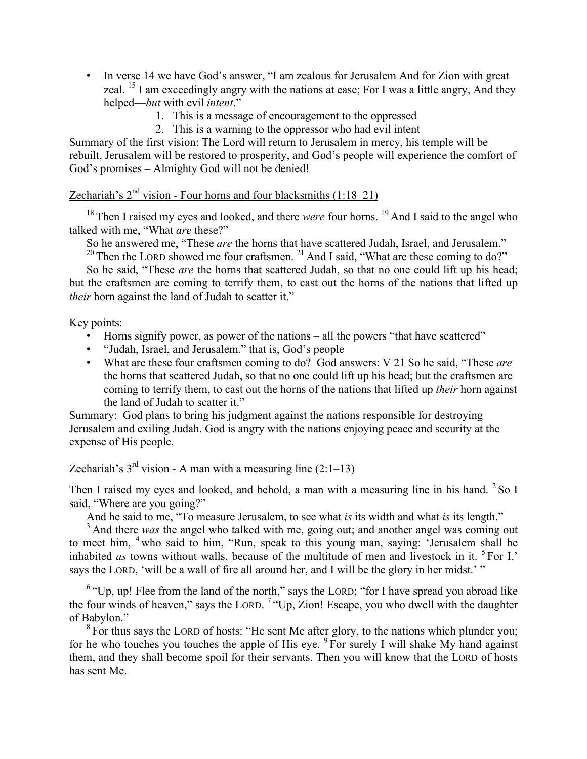- In verse 14 we have God's answer, "I am zealous for Jerusalem And for Zion with great zeal. [15] I am exceedingly angry with the nations at ease; For I was a little angry, And they helped—*but* with evil *intent*."
    1. This is a message of encouragement to the oppressed
    2. This is a warning to the oppressor who had evil intent

Summary of the first vision: The Lord will return to Jerusalem in mercy, his temple will be rebuilt, Jerusalem will be restored to prosperity, and God's people will experience the comfort of God's promises – Almighty God will not be denied!

<u>Zechariah's 2nd vision - Four horns and four blacksmiths (1:18–21)</u>

[18] Then I raised my eyes and looked, and there *were* four horns. [19] And I said to the angel who talked with me, "What *are* these?"

So he answered me, "These *are* the horns that have scattered Judah, Israel, and Jerusalem."

[20] Then the LORD showed me four craftsmen. [21] And I said, "What are these coming to do?"

So he said, "These *are* the horns that scattered Judah, so that no one could lift up his head; but the craftsmen are coming to terrify them, to cast out the horns of the nations that lifted up *their* horn against the land of Judah to scatter it."

Key points:

- Horns signify power, as power of the nations – all the powers "that have scattered"
- "Judah, Israel, and Jerusalem." that is, God's people
- What are these four craftsmen coming to do? God answers: V 21 So he said, "These *are* the horns that scattered Judah, so that no one could lift up his head; but the craftsmen are coming to terrify them, to cast out the horns of the nations that lifted up *their* horn against the land of Judah to scatter it."

Summary: God plans to bring his judgment against the nations responsible for destroying Jerusalem and exiling Judah. God is angry with the nations enjoying peace and security at the expense of His people.

<u>Zechariah's 3rd vision - A man with a measuring line (2:1–13)</u>

Then I raised my eyes and looked, and behold, a man with a measuring line in his hand. [2] So I said, "Where are you going?"

And he said to me, "To measure Jerusalem, to see what *is* its width and what *is* its length."

[3] And there *was* the angel who talked with me, going out; and another angel was coming out to meet him, [4] who said to him, "Run, speak to this young man, saying: 'Jerusalem shall be inhabited *as* towns without walls, because of the multitude of men and livestock in it. [5] For I,' says the LORD, 'will be a wall of fire all around her, and I will be the glory in her midst.' "

[6] "Up, up! Flee from the land of the north," says the LORD; "for I have spread you abroad like the four winds of heaven," says the LORD. [7] "Up, Zion! Escape, you who dwell with the daughter of Babylon."

[8] For thus says the LORD of hosts: "He sent Me after glory, to the nations which plunder you; for he who touches you touches the apple of His eye. [9] For surely I will shake My hand against them, and they shall become spoil for their servants. Then you will know that the LORD of hosts has sent Me.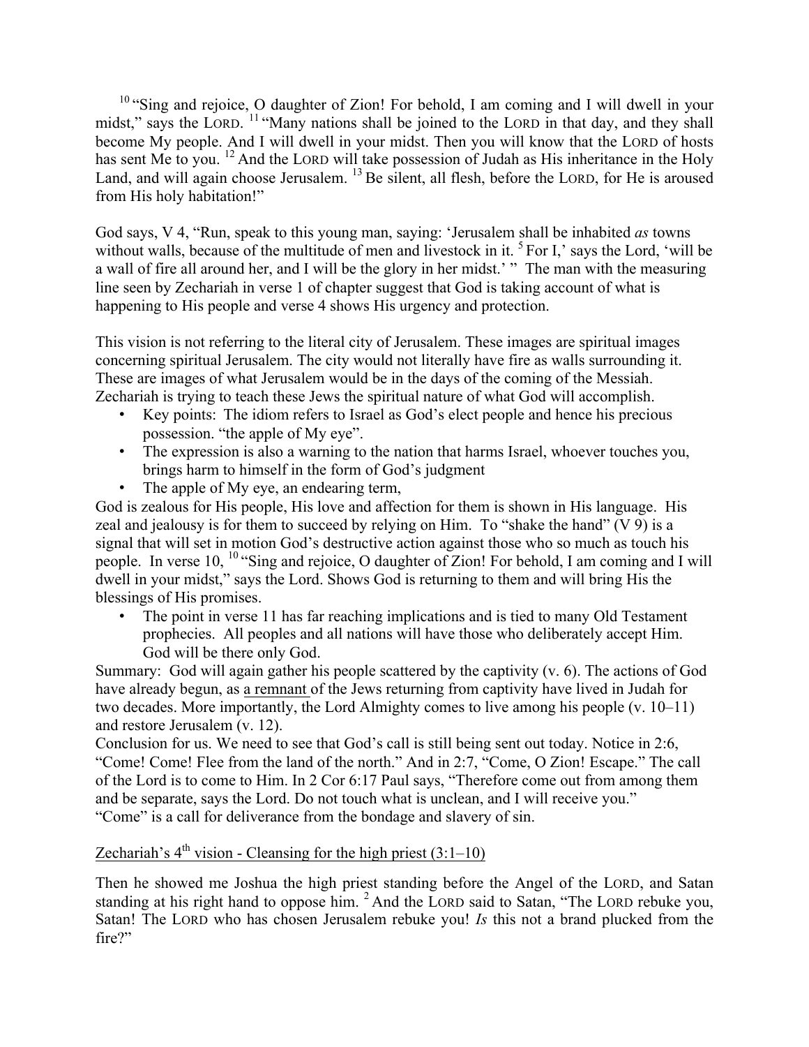[10] "Sing and rejoice, O daughter of Zion! For behold, I am coming and I will dwell in your midst," says the LORD. [11] "Many nations shall be joined to the LORD in that day, and they shall become My people. And I will dwell in your midst. Then you will know that the LORD of hosts has sent Me to you. [12] And the LORD will take possession of Judah as His inheritance in the Holy Land, and will again choose Jerusalem. [13] Be silent, all flesh, before the LORD, for He is aroused from His holy habitation!"

God says, V 4, "Run, speak to this young man, saying: 'Jerusalem shall be inhabited *as* towns without walls, because of the multitude of men and livestock in it. [5] For I,' says the Lord, 'will be a wall of fire all around her, and I will be the glory in her midst.' " The man with the measuring line seen by Zechariah in verse 1 of chapter suggest that God is taking account of what is happening to His people and verse 4 shows His urgency and protection.

This vision is not referring to the literal city of Jerusalem. These images are spiritual images concerning spiritual Jerusalem. The city would not literally have fire as walls surrounding it. These are images of what Jerusalem would be in the days of the coming of the Messiah. Zechariah is trying to teach these Jews the spiritual nature of what God will accomplish.

- Key points: The idiom refers to Israel as God's elect people and hence his precious possession. "the apple of My eye".
- The expression is also a warning to the nation that harms Israel, whoever touches you, brings harm to himself in the form of God's judgment
- The apple of My eye, an endearing term,

God is zealous for His people, His love and affection for them is shown in His language. His zeal and jealousy is for them to succeed by relying on Him. To "shake the hand" (V 9) is a signal that will set in motion God's destructive action against those who so much as touch his people. In verse 10, [10] "Sing and rejoice, O daughter of Zion! For behold, I am coming and I will dwell in your midst," says the Lord. Shows God is returning to them and will bring His the blessings of His promises.

- The point in verse 11 has far reaching implications and is tied to many Old Testament prophecies. All peoples and all nations will have those who deliberately accept Him. God will be there only God.

Summary: God will again gather his people scattered by the captivity (v. 6). The actions of God have already begun, as a remnant of the Jews returning from captivity have lived in Judah for two decades. More importantly, the Lord Almighty comes to live among his people (v. 10–11) and restore Jerusalem (v. 12).

Conclusion for us. We need to see that God's call is still being sent out today. Notice in 2:6, "Come! Come! Flee from the land of the north." And in 2:7, "Come, O Zion! Escape." The call of the Lord is to come to Him. In 2 Cor 6:17 Paul says, "Therefore come out from among them and be separate, says the Lord. Do not touch what is unclean, and I will receive you." "Come" is a call for deliverance from the bondage and slavery of sin.

Zechariah's 4th vision - Cleansing for the high priest (3:1–10)

Then he showed me Joshua the high priest standing before the Angel of the LORD, and Satan standing at his right hand to oppose him. [2] And the LORD said to Satan, "The LORD rebuke you, Satan! The LORD who has chosen Jerusalem rebuke you! *Is* this not a brand plucked from the fire?"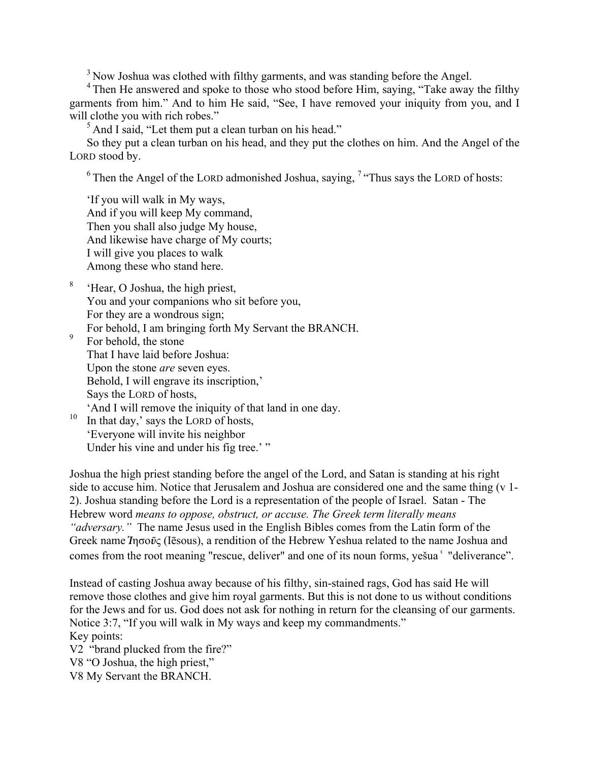[3] Now Joshua was clothed with filthy garments, and was standing before the Angel.

[4] Then He answered and spoke to those who stood before Him, saying, "Take away the filthy garments from him." And to him He said, "See, I have removed your iniquity from you, and I will clothe you with rich robes."

[5] And I said, "Let them put a clean turban on his head."

So they put a clean turban on his head, and they put the clothes on him. And the Angel of the LORD stood by.

[6] Then the Angel of the LORD admonished Joshua, saying, [7] "Thus says the LORD of hosts:

'If you will walk in My ways,
And if you will keep My command,
Then you shall also judge My house,
And likewise have charge of My courts;
I will give you places to walk
Among these who stand here.

[8] 'Hear, O Joshua, the high priest,
You and your companions who sit before you,
For they are a wondrous sign;
For behold, I am bringing forth My Servant the BRANCH.
[9] For behold, the stone
That I have laid before Joshua:
Upon the stone *are* seven eyes.
Behold, I will engrave its inscription,'
Says the LORD of hosts,
'And I will remove the iniquity of that land in one day.
[10] In that day,' says the LORD of hosts,
'Everyone will invite his neighbor
Under his vine and under his fig tree.' "

Joshua the high priest standing before the angel of the Lord, and Satan is standing at his right side to accuse him. Notice that Jerusalem and Joshua are considered one and the same thing (v 1-2). Joshua standing before the Lord is a representation of the people of Israel. Satan - The Hebrew word *means to oppose, obstruct, or accuse. The Greek term literally means "adversary."* The name Jesus used in the English Bibles comes from the Latin form of the Greek name Ἰησοῦς (Iēsous), a rendition of the Hebrew Yeshua related to the name Joshua and comes from the root meaning "rescue, deliver" and one of its noun forms, yešuaʿ "deliverance".

Instead of casting Joshua away because of his filthy, sin-stained rags, God has said He will remove those clothes and give him royal garments. But this is not done to us without conditions for the Jews and for us. God does not ask for nothing in return for the cleansing of our garments. Notice 3:7, "If you will walk in My ways and keep my commandments."

Key points:
V2 "brand plucked from the fire?"
V8 "O Joshua, the high priest,"
V8 My Servant the BRANCH.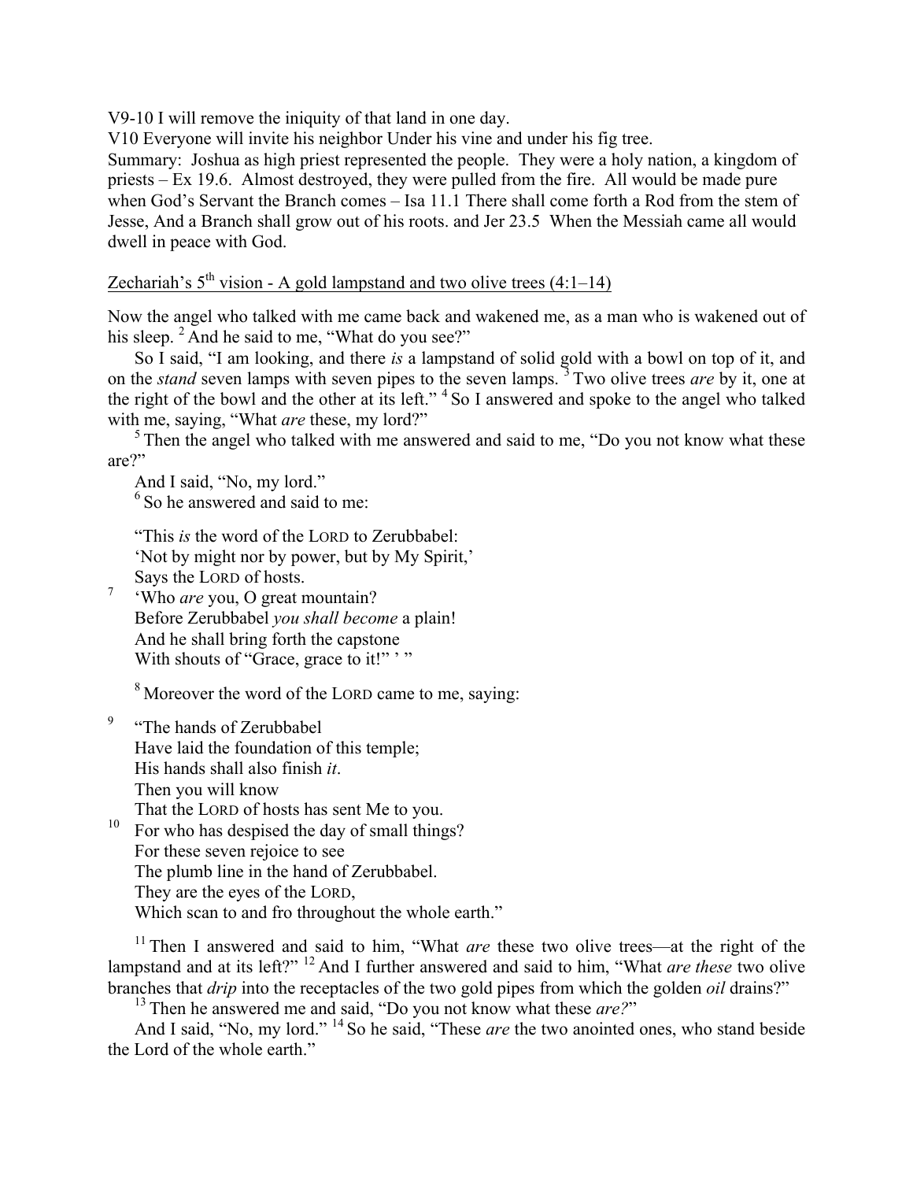V9-10 I will remove the iniquity of that land in one day.
V10 Everyone will invite his neighbor Under his vine and under his fig tree.
Summary: Joshua as high priest represented the people. They were a holy nation, a kingdom of priests – Ex 19.6. Almost destroyed, they were pulled from the fire. All would be made pure when God's Servant the Branch comes – Isa 11.1 There shall come forth a Rod from the stem of Jesse, And a Branch shall grow out of his roots. and Jer 23.5 When the Messiah came all would dwell in peace with God.

Zechariah's 5th vision - A gold lampstand and two olive trees (4:1–14)

Now the angel who talked with me came back and wakened me, as a man who is wakened out of his sleep. [2] And he said to me, "What do you see?"

So I said, "I am looking, and there *is* a lampstand of solid gold with a bowl on top of it, and on the *stand* seven lamps with seven pipes to the seven lamps. [3] Two olive trees *are* by it, one at the right of the bowl and the other at its left." [4] So I answered and spoke to the angel who talked with me, saying, "What *are* these, my lord?"

[5] Then the angel who talked with me answered and said to me, "Do you not know what these are?"

And I said, "No, my lord."

[6] So he answered and said to me:

"This *is* the word of the LORD to Zerubbabel:
'Not by might nor by power, but by My Spirit,'
Says the LORD of hosts.
[7] 'Who *are* you, O great mountain?
Before Zerubbabel *you shall become* a plain!
And he shall bring forth the capstone
With shouts of "Grace, grace to it!" ' "

[8] Moreover the word of the LORD came to me, saying:

[9] "The hands of Zerubbabel
Have laid the foundation of this temple;
His hands shall also finish *it*.
Then you will know
That the LORD of hosts has sent Me to you.
[10] For who has despised the day of small things?
For these seven rejoice to see
The plumb line in the hand of Zerubbabel.
They are the eyes of the LORD,
Which scan to and fro throughout the whole earth."

[11] Then I answered and said to him, "What *are* these two olive trees—at the right of the lampstand and at its left?" [12] And I further answered and said to him, "What *are these* two olive branches that *drip* into the receptacles of the two gold pipes from which the golden *oil* drains?"

[13] Then he answered me and said, "Do you not know what these *are?*"

And I said, "No, my lord." [14] So he said, "These *are* the two anointed ones, who stand beside the Lord of the whole earth."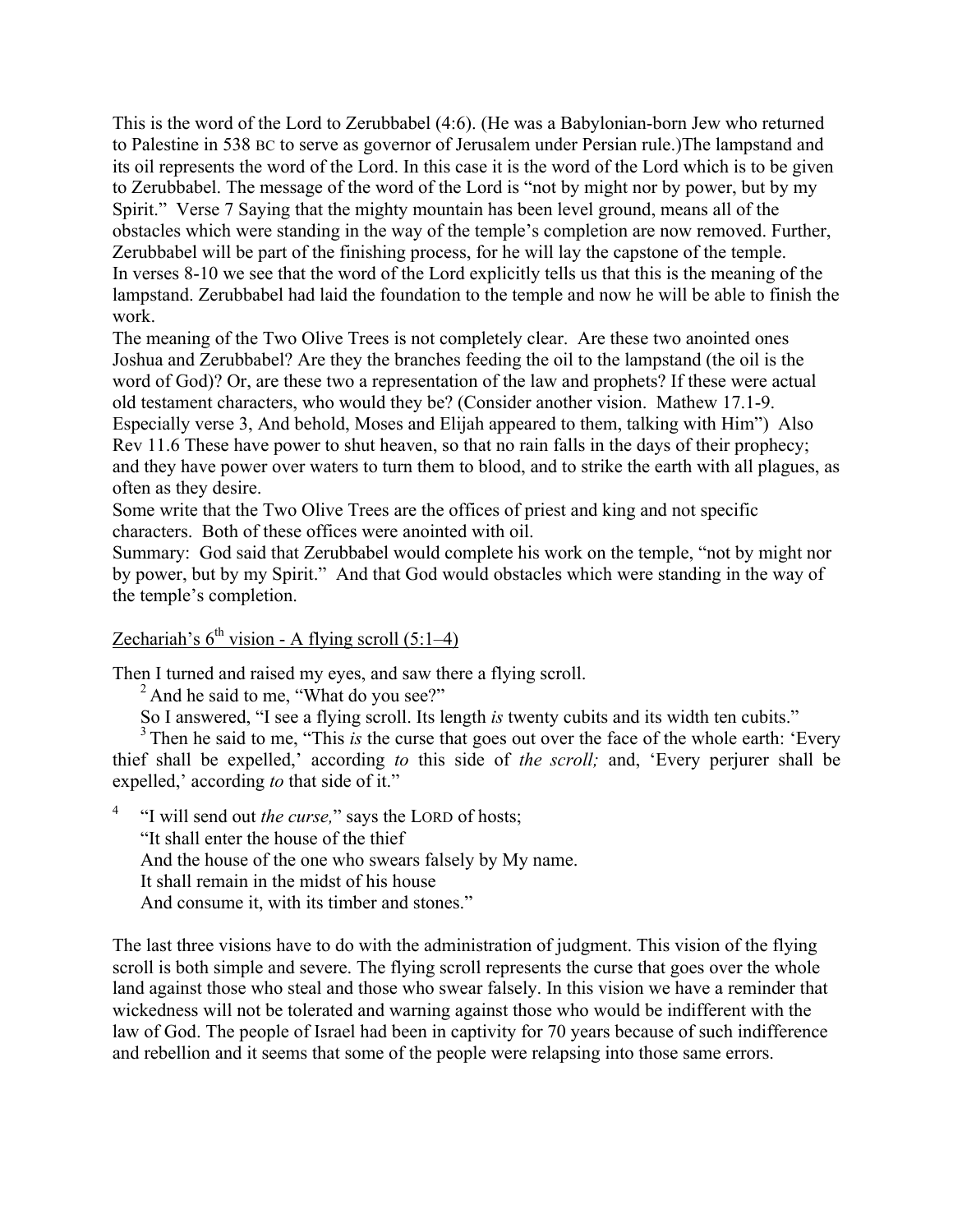This is the word of the Lord to Zerubbabel (4:6). (He was a Babylonian-born Jew who returned to Palestine in 538 BC to serve as governor of Jerusalem under Persian rule.)The lampstand and its oil represents the word of the Lord. In this case it is the word of the Lord which is to be given to Zerubbabel. The message of the word of the Lord is "not by might nor by power, but by my Spirit." Verse 7 Saying that the mighty mountain has been level ground, means all of the obstacles which were standing in the way of the temple's completion are now removed. Further, Zerubbabel will be part of the finishing process, for he will lay the capstone of the temple.

In verses 8-10 we see that the word of the Lord explicitly tells us that this is the meaning of the lampstand. Zerubbabel had laid the foundation to the temple and now he will be able to finish the work.

The meaning of the Two Olive Trees is not completely clear. Are these two anointed ones Joshua and Zerubbabel? Are they the branches feeding the oil to the lampstand (the oil is the word of God)? Or, are these two a representation of the law and prophets? If these were actual old testament characters, who would they be? (Consider another vision. Mathew 17.1-9. Especially verse 3, And behold, Moses and Elijah appeared to them, talking with Him") Also Rev 11.6 These have power to shut heaven, so that no rain falls in the days of their prophecy; and they have power over waters to turn them to blood, and to strike the earth with all plagues, as often as they desire.

Some write that the Two Olive Trees are the offices of priest and king and not specific characters. Both of these offices were anointed with oil.

Summary: God said that Zerubbabel would complete his work on the temple, "not by might nor by power, but by my Spirit." And that God would obstacles which were standing in the way of the temple's completion.

## Zechariah's 6th vision - A flying scroll (5:1–4)

Then I turned and raised my eyes, and saw there a flying scroll.

[2] And he said to me, "What do you see?"

So I answered, "I see a flying scroll. Its length *is* twenty cubits and its width ten cubits."

[3] Then he said to me, "This *is* the curse that goes out over the face of the whole earth: 'Every thief shall be expelled,' according *to* this side of *the scroll;* and, 'Every perjurer shall be expelled,' according *to* that side of it."

[4] "I will send out *the curse,*" says the LORD of hosts;
"It shall enter the house of the thief
And the house of the one who swears falsely by My name.
It shall remain in the midst of his house
And consume it, with its timber and stones."

The last three visions have to do with the administration of judgment. This vision of the flying scroll is both simple and severe. The flying scroll represents the curse that goes over the whole land against those who steal and those who swear falsely. In this vision we have a reminder that wickedness will not be tolerated and warning against those who would be indifferent with the law of God. The people of Israel had been in captivity for 70 years because of such indifference and rebellion and it seems that some of the people were relapsing into those same errors.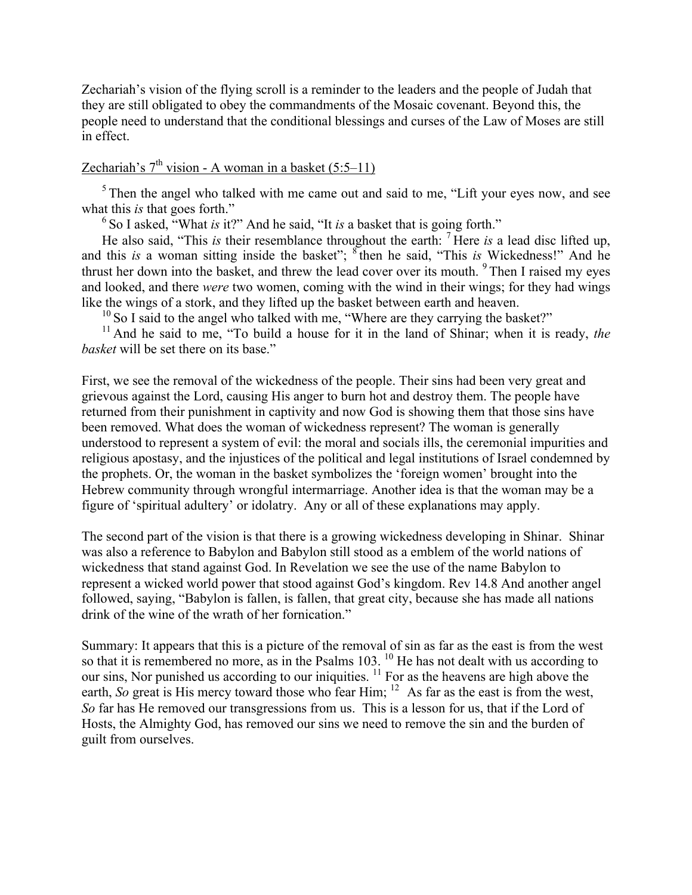Zechariah's vision of the flying scroll is a reminder to the leaders and the people of Judah that they are still obligated to obey the commandments of the Mosaic covenant. Beyond this, the people need to understand that the conditional blessings and curses of the Law of Moses are still in effect.

Zechariah's 7th vision - A woman in a basket (5:5–11)

5 Then the angel who talked with me came out and said to me, "Lift your eyes now, and see what this *is* that goes forth."

6 So I asked, "What *is* it?" And he said, "It *is* a basket that is going forth."

He also said, "This *is* their resemblance throughout the earth: 7 Here *is* a lead disc lifted up, and this *is* a woman sitting inside the basket"; 8 then he said, "This *is* Wickedness!" And he thrust her down into the basket, and threw the lead cover over its mouth. 9 Then I raised my eyes and looked, and there *were* two women, coming with the wind in their wings; for they had wings like the wings of a stork, and they lifted up the basket between earth and heaven.

10 So I said to the angel who talked with me, "Where are they carrying the basket?"

11 And he said to me, "To build a house for it in the land of Shinar; when it is ready, *the basket* will be set there on its base."

First, we see the removal of the wickedness of the people. Their sins had been very great and grievous against the Lord, causing His anger to burn hot and destroy them. The people have returned from their punishment in captivity and now God is showing them that those sins have been removed. What does the woman of wickedness represent? The woman is generally understood to represent a system of evil: the moral and socials ills, the ceremonial impurities and religious apostasy, and the injustices of the political and legal institutions of Israel condemned by the prophets. Or, the woman in the basket symbolizes the 'foreign women' brought into the Hebrew community through wrongful intermarriage. Another idea is that the woman may be a figure of 'spiritual adultery' or idolatry. Any or all of these explanations may apply.

The second part of the vision is that there is a growing wickedness developing in Shinar. Shinar was also a reference to Babylon and Babylon still stood as a emblem of the world nations of wickedness that stand against God. In Revelation we see the use of the name Babylon to represent a wicked world power that stood against God's kingdom. Rev 14.8 And another angel followed, saying, "Babylon is fallen, is fallen, that great city, because she has made all nations drink of the wine of the wrath of her fornication."

Summary: It appears that this is a picture of the removal of sin as far as the east is from the west so that it is remembered no more, as in the Psalms 103. 10 He has not dealt with us according to our sins, Nor punished us according to our iniquities. 11 For as the heavens are high above the earth, *So* great is His mercy toward those who fear Him; 12 As far as the east is from the west, *So* far has He removed our transgressions from us. This is a lesson for us, that if the Lord of Hosts, the Almighty God, has removed our sins we need to remove the sin and the burden of guilt from ourselves.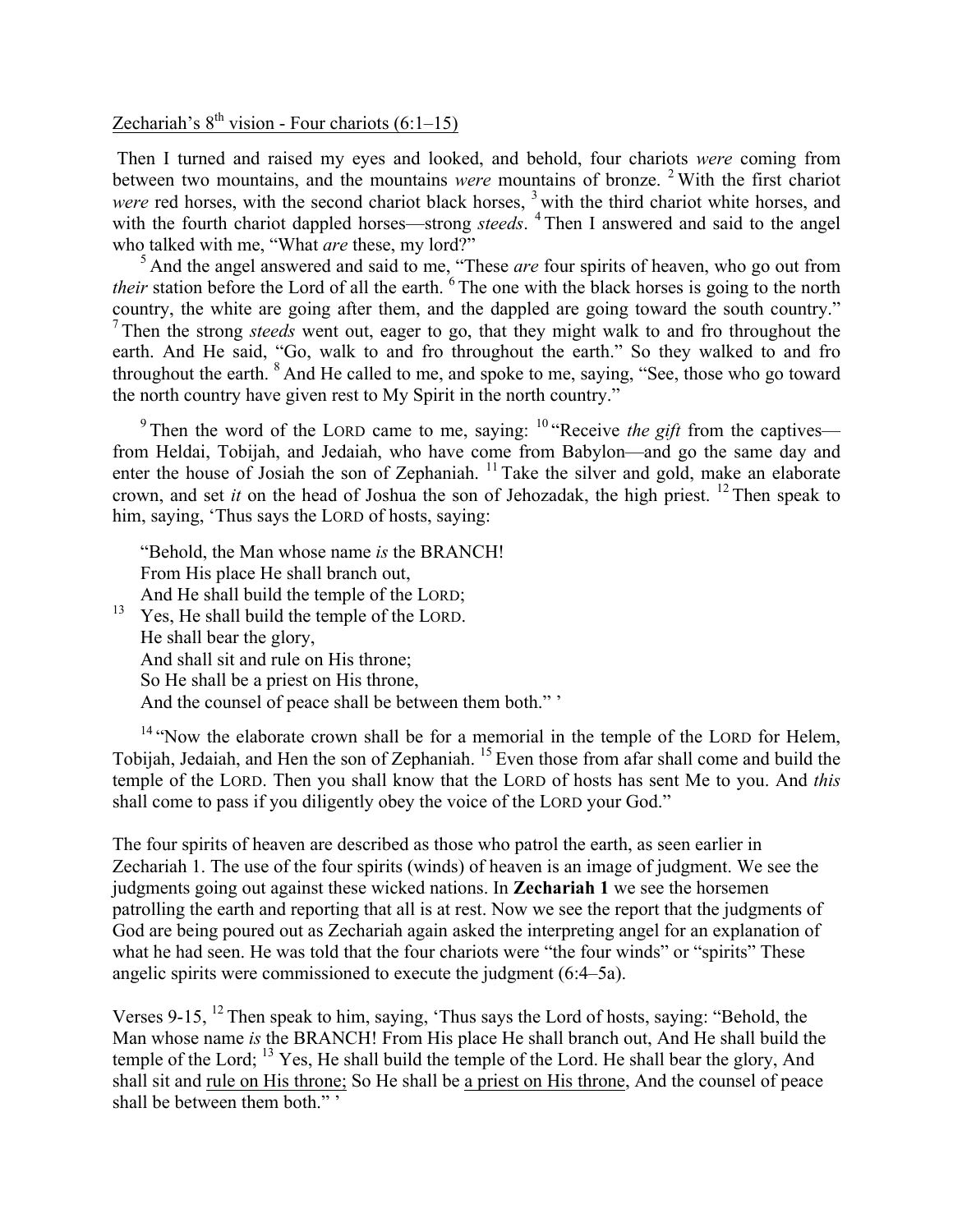<u>Zechariah's 8th vision - Four chariots (6:1–15)</u>

Then I turned and raised my eyes and looked, and behold, four chariots *were* coming from between two mountains, and the mountains *were* mountains of bronze. [2] With the first chariot *were* red horses, with the second chariot black horses, [3] with the third chariot white horses, and with the fourth chariot dappled horses—strong *steeds*. [4] Then I answered and said to the angel who talked with me, "What *are* these, my lord?"

[5] And the angel answered and said to me, "These *are* four spirits of heaven, who go out from *their* station before the Lord of all the earth. [6] The one with the black horses is going to the north country, the white are going after them, and the dappled are going toward the south country." [7] Then the strong *steeds* went out, eager to go, that they might walk to and fro throughout the earth. And He said, "Go, walk to and fro throughout the earth." So they walked to and fro throughout the earth. [8] And He called to me, and spoke to me, saying, "See, those who go toward the north country have given rest to My Spirit in the north country."

[9] Then the word of the LORD came to me, saying: [10] "Receive *the gift* from the captives—from Heldai, Tobijah, and Jedaiah, who have come from Babylon—and go the same day and enter the house of Josiah the son of Zephaniah. [11] Take the silver and gold, make an elaborate crown, and set *it* on the head of Joshua the son of Jehozadak, the high priest. [12] Then speak to him, saying, 'Thus says the LORD of hosts, saying:

"Behold, the Man whose name *is* the BRANCH!
From His place He shall branch out,
And He shall build the temple of the LORD;
[13] Yes, He shall build the temple of the LORD.
He shall bear the glory,
And shall sit and rule on His throne;
So He shall be a priest on His throne,
And the counsel of peace shall be between them both." '

[14] "Now the elaborate crown shall be for a memorial in the temple of the LORD for Helem, Tobijah, Jedaiah, and Hen the son of Zephaniah. [15] Even those from afar shall come and build the temple of the LORD. Then you shall know that the LORD of hosts has sent Me to you. And *this* shall come to pass if you diligently obey the voice of the LORD your God."

The four spirits of heaven are described as those who patrol the earth, as seen earlier in Zechariah 1. The use of the four spirits (winds) of heaven is an image of judgment. We see the judgments going out against these wicked nations. In **Zechariah 1** we see the horsemen patrolling the earth and reporting that all is at rest. Now we see the report that the judgments of God are being poured out as Zechariah again asked the interpreting angel for an explanation of what he had seen. He was told that the four chariots were "the four winds" or "spirits" These angelic spirits were commissioned to execute the judgment (6:4–5a).

Verses 9-15, [12] Then speak to him, saying, 'Thus says the Lord of hosts, saying: "Behold, the Man whose name *is* the BRANCH! From His place He shall branch out, And He shall build the temple of the Lord; [13] Yes, He shall build the temple of the Lord. He shall bear the glory, And shall sit and <u>rule on His throne;</u> So He shall be <u>a priest on His throne</u>, And the counsel of peace shall be between them both." '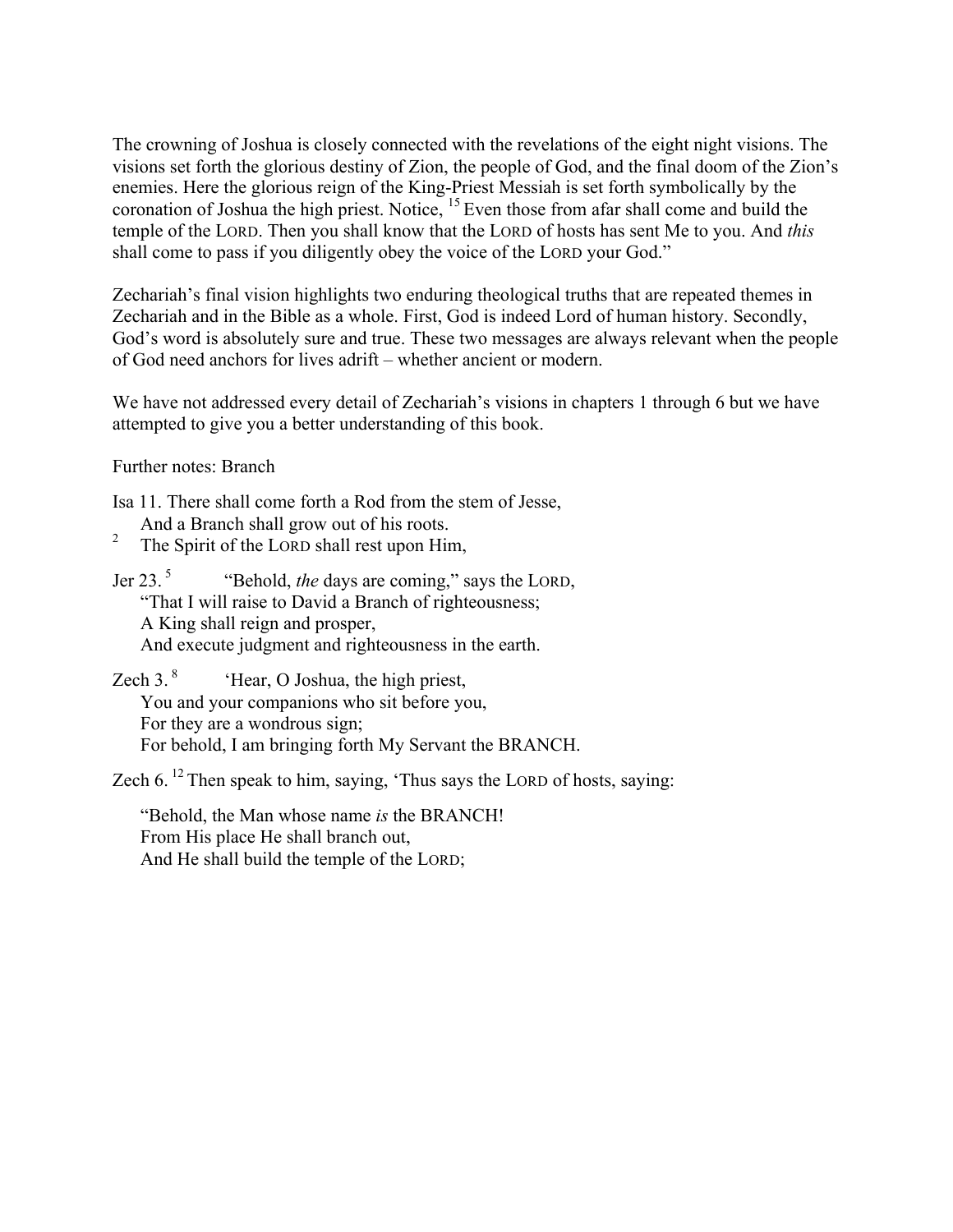The crowning of Joshua is closely connected with the revelations of the eight night visions. The visions set forth the glorious destiny of Zion, the people of God, and the final doom of the Zion's enemies. Here the glorious reign of the King-Priest Messiah is set forth symbolically by the coronation of Joshua the high priest. Notice, [15] Even those from afar shall come and build the temple of the LORD. Then you shall know that the LORD of hosts has sent Me to you. And *this* shall come to pass if you diligently obey the voice of the LORD your God."

Zechariah's final vision highlights two enduring theological truths that are repeated themes in Zechariah and in the Bible as a whole. First, God is indeed Lord of human history. Secondly, God's word is absolutely sure and true. These two messages are always relevant when the people of God need anchors for lives adrift – whether ancient or modern.

We have not addressed every detail of Zechariah's visions in chapters 1 through 6 but we have attempted to give you a better understanding of this book.

Further notes: Branch

Isa 11. There shall come forth a Rod from the stem of Jesse,
  And a Branch shall grow out of his roots.
[2] The Spirit of the LORD shall rest upon Him,

Jer 23. [5] "Behold, *the* days are coming," says the LORD,
  "That I will raise to David a Branch of righteousness;
  A King shall reign and prosper,
  And execute judgment and righteousness in the earth.

Zech 3. [8] 'Hear, O Joshua, the high priest,
  You and your companions who sit before you,
  For they are a wondrous sign;
  For behold, I am bringing forth My Servant the BRANCH.

Zech 6. [12] Then speak to him, saying, 'Thus says the LORD of hosts, saying:

  "Behold, the Man whose name *is* the BRANCH!
  From His place He shall branch out,
  And He shall build the temple of the LORD;